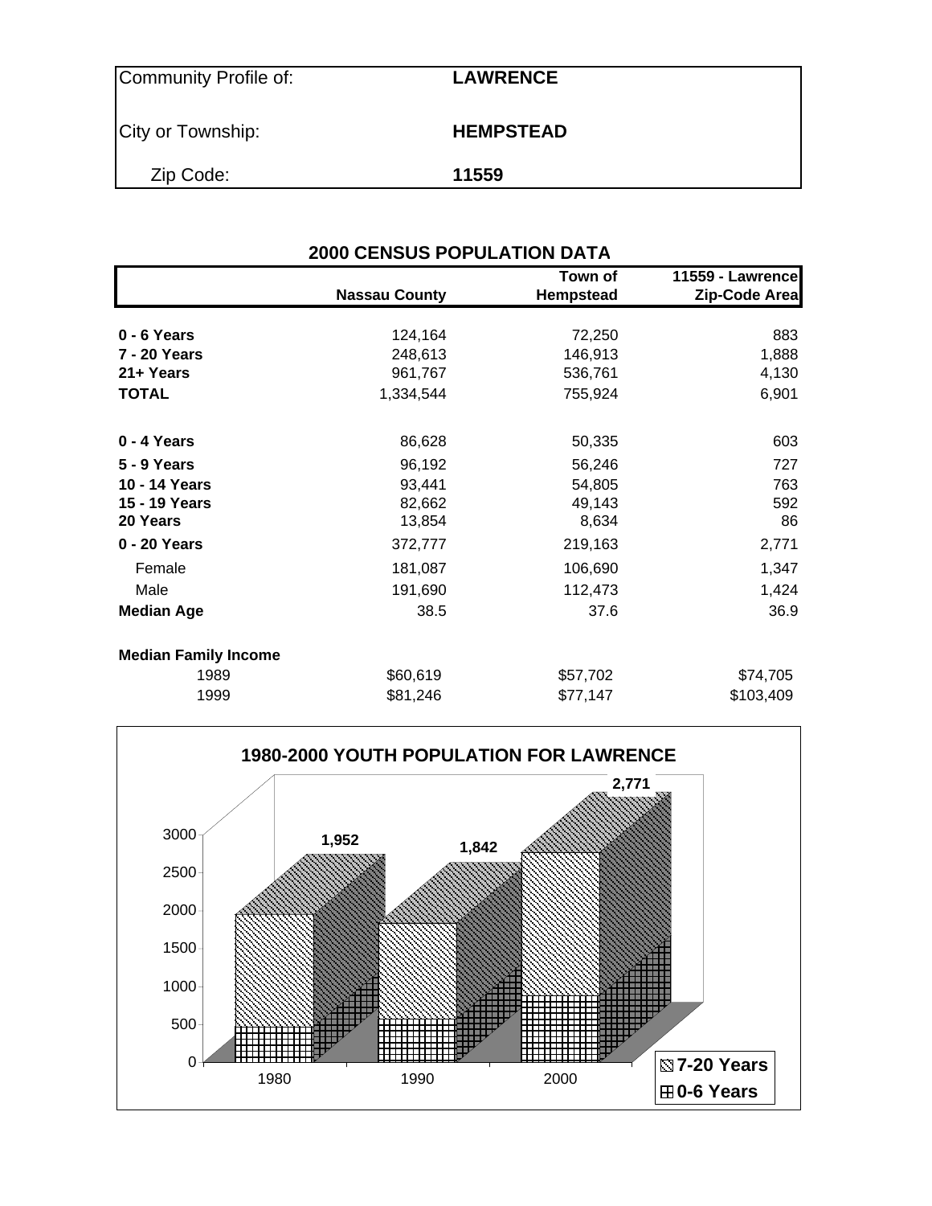| Community Profile of: | **LAWRENCE** |
|---|---|
| City or Township: | **HEMPSTEAD** |
| Zip Code: | **11559** |

## 2000 CENSUS POPULATION DATA

| | Nassau County | Town of Hempstead | 11559 - Lawrence Zip-Code Area |
|---|---|---|---|
| **0 - 6 Years** | 124,164 | 72,250 | 883 |
| **7 - 20 Years** | 248,613 | 146,913 | 1,888 |
| **21+ Years** | 961,767 | 536,761 | 4,130 |
| **TOTAL** | 1,334,544 | 755,924 | 6,901 |
| | | | |
| **0 - 4 Years** | 86,628 | 50,335 | 603 |
| **5 - 9 Years** | 96,192 | 56,246 | 727 |
| **10 - 14 Years** | 93,441 | 54,805 | 763 |
| **15 - 19 Years** | 82,662 | 49,143 | 592 |
| **20 Years** | 13,854 | 8,634 | 86 |
| **0 - 20 Years** | 372,777 | 219,163 | 2,771 |
| Female | 181,087 | 106,690 | 1,347 |
| Male | 191,690 | 112,473 | 1,424 |
| **Median Age** | 38.5 | 37.6 | 36.9 |
| | | | |
| **Median Family Income** | | | |
| 1989 | $60,619 | $57,702 | $74,705 |
| 1999 | $81,246 | $77,147 | $103,409 |

### 1980-2000 YOUTH POPULATION FOR LAWRENCE

| Year | Total (0-20 Years) |
|---|---|
| 1980 | 1,952 |
| 1990 | 1,842 |
| 2000 | 2,771 |

Legend: 7-20 Years; 0-6 Years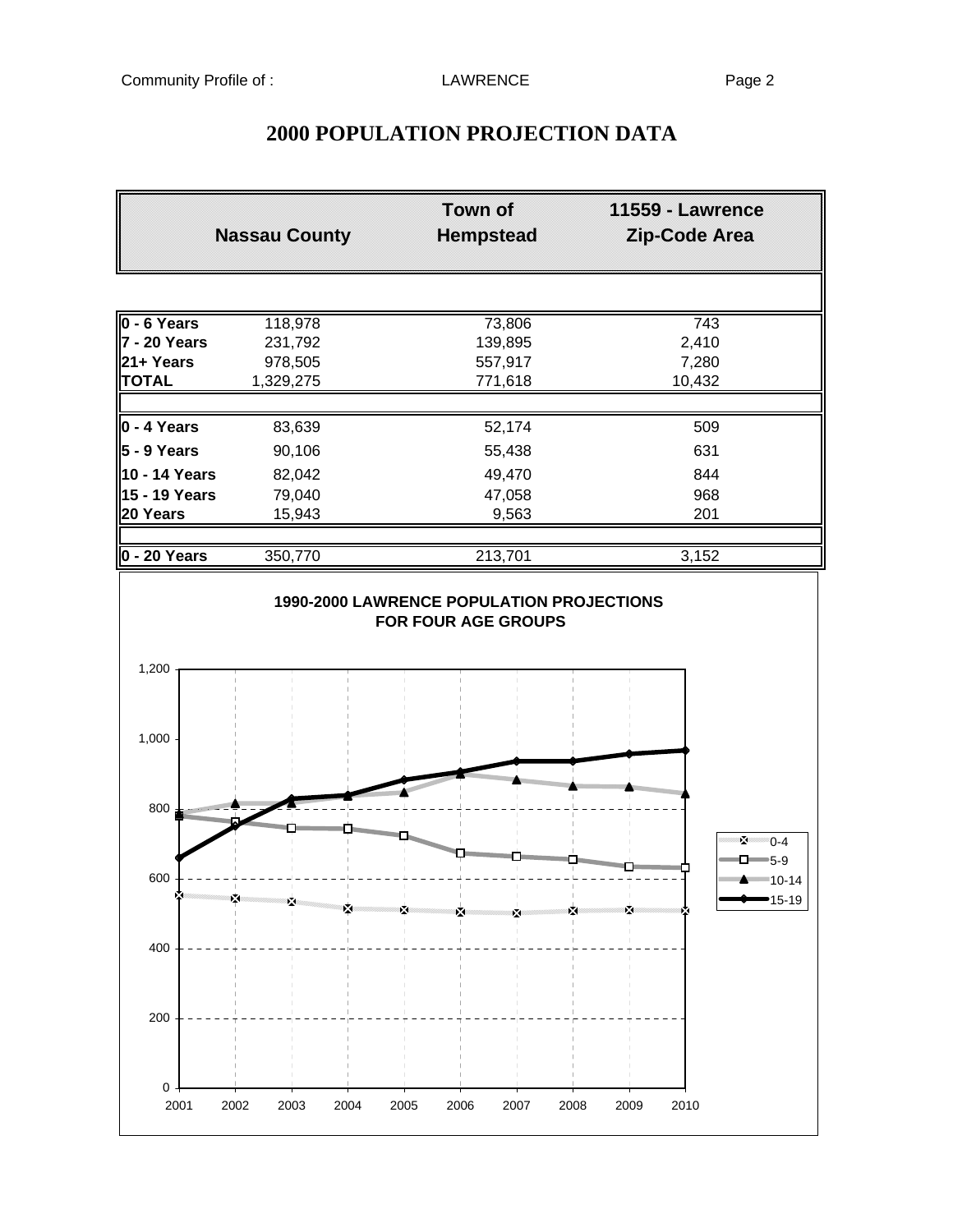# 2000 POPULATION PROJECTION DATA

| | Nassau County | Town of Hempstead | 11559 - Lawrence Zip-Code Area |
|---|---|---|---|
| **0 - 6 Years** | 118,978 | 73,806 | 743 |
| **7 - 20 Years** | 231,792 | 139,895 | 2,410 |
| **21+ Years** | 978,505 | 557,917 | 7,280 |
| **TOTAL** | 1,329,275 | 771,618 | 10,432 |
| | | | |
| **0 - 4 Years** | 83,639 | 52,174 | 509 |
| **5 - 9 Years** | 90,106 | 55,438 | 631 |
| **10 - 14 Years** | 82,042 | 49,470 | 844 |
| **15 - 19 Years** | 79,040 | 47,058 | 968 |
| **20 Years** | 15,943 | 9,563 | 201 |
| | | | |
| **0 - 20 Years** | 350,770 | 213,701 | 3,152 |

**1990-2000 LAWRENCE POPULATION PROJECTIONS FOR FOUR AGE GROUPS**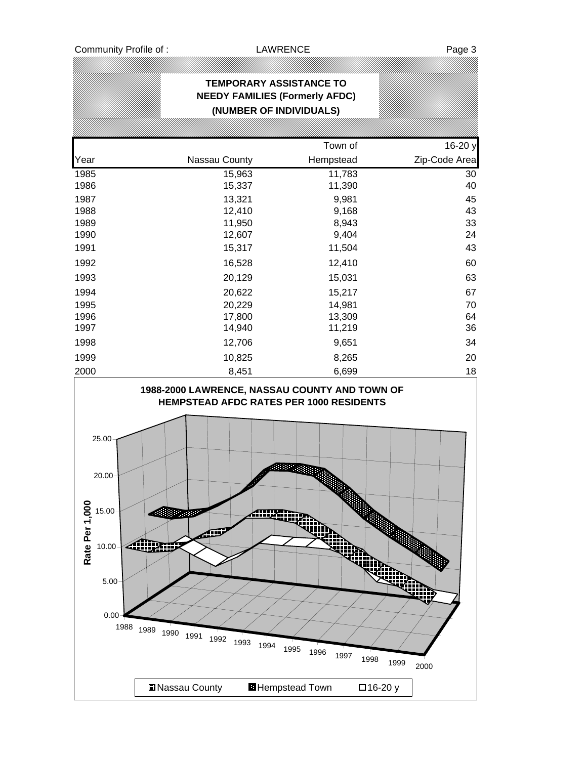# TEMPORARY ASSISTANCE TO NEEDY FAMILIES (Formerly AFDC) (NUMBER OF INDIVIDUALS)

| Year | Nassau County | Town of Hempstead | 16-20 y Zip-Code Area |
|---|---|---|---|
| 1985 | 15,963 | 11,783 | 30 |
| 1986 | 15,337 | 11,390 | 40 |
| 1987 | 13,321 | 9,981 | 45 |
| 1988 | 12,410 | 9,168 | 43 |
| 1989 | 11,950 | 8,943 | 33 |
| 1990 | 12,607 | 9,404 | 24 |
| 1991 | 15,317 | 11,504 | 43 |
| 1992 | 16,528 | 12,410 | 60 |
| 1993 | 20,129 | 15,031 | 63 |
| 1994 | 20,622 | 15,217 | 67 |
| 1995 | 20,229 | 14,981 | 70 |
| 1996 | 17,800 | 13,309 | 64 |
| 1997 | 14,940 | 11,219 | 36 |
| 1998 | 12,706 | 9,651 | 34 |
| 1999 | 10,825 | 8,265 | 20 |
| 2000 | 8,451 | 6,699 | 18 |

**1988-2000 LAWRENCE, NASSAU COUNTY AND TOWN OF HEMPSTEAD AFDC RATES PER 1000 RESIDENTS**

Rate Per 1,000

Legend: Nassau County, Hempstead Town, 16-20 y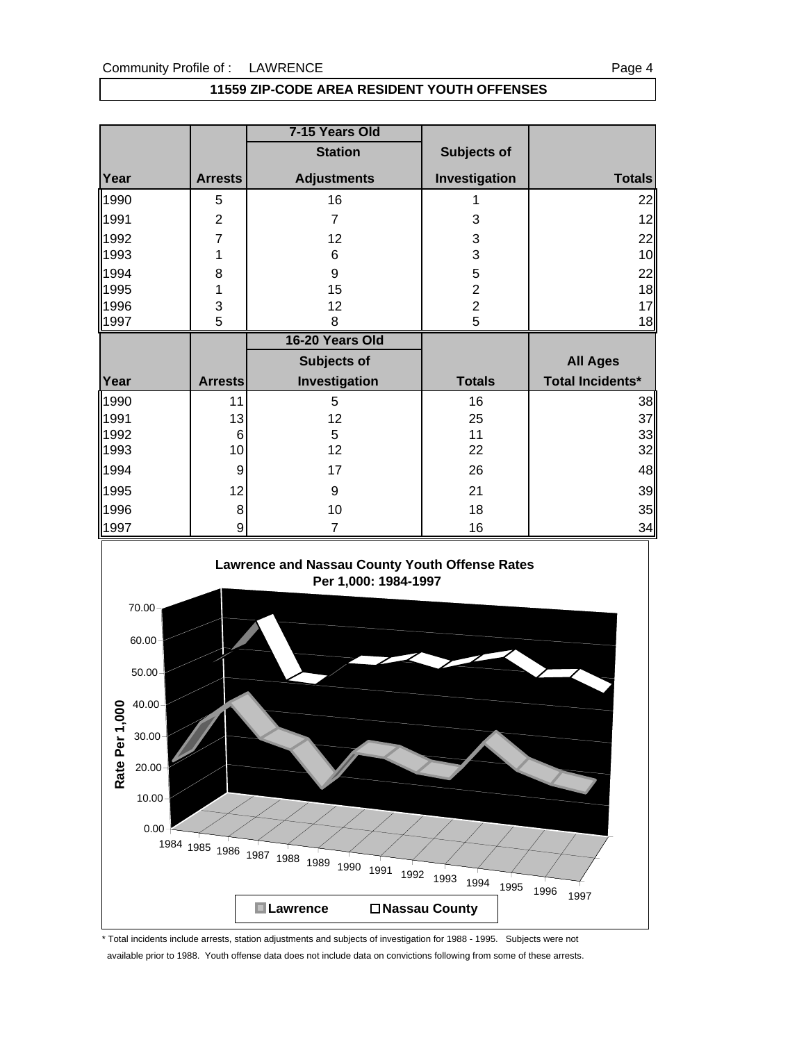## 11559 ZIP-CODE AREA RESIDENT YOUTH OFFENSES

| | | 7-15 Years Old | | |
|---|---|---|---|---|
| | | Station | Subjects of | |
| Year | Arrests | Adjustments | Investigation | Totals |
| 1990 | 5 | 16 | 1 | 22 |
| 1991 | 2 | 7 | 3 | 12 |
| 1992 | 7 | 12 | 3 | 22 |
| 1993 | 1 | 6 | 3 | 10 |
| 1994 | 8 | 9 | 5 | 22 |
| 1995 | 1 | 15 | 2 | 18 |
| 1996 | 3 | 12 | 2 | 17 |
| 1997 | 5 | 8 | 5 | 18 |

| | | 16-20 Years Old | | |
|---|---|---|---|---|
| | | Subjects of | | All Ages |
| Year | Arrests | Investigation | Totals | Total Incidents* |
| 1990 | 11 | 5 | 16 | 38 |
| 1991 | 13 | 12 | 25 | 37 |
| 1992 | 6 | 5 | 11 | 33 |
| 1993 | 10 | 12 | 22 | 32 |
| 1994 | 9 | 17 | 26 | 48 |
| 1995 | 12 | 9 | 21 | 39 |
| 1996 | 8 | 10 | 18 | 35 |
| 1997 | 9 | 7 | 16 | 34 |

**Lawrence and Nassau County Youth Offense Rates Per 1,000: 1984-1997**

\* Total incidents include arrests, station adjustments and subjects of investigation for 1988 - 1995. Subjects were not available prior to 1988. Youth offense data does not include data on convictions following from some of these arrests.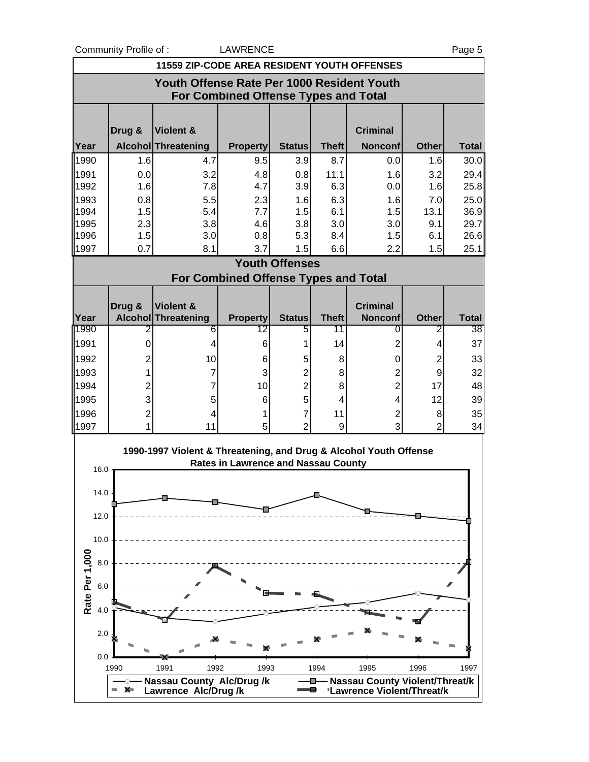Community Profile of : LAWRENCE

## 11559 ZIP-CODE AREA RESIDENT YOUTH OFFENSES

### Youth Offense Rate Per 1000 Resident Youth For Combined Offense Types and Total

| Year | Drug & Alcohol | Violent & Threatening | Property | Status | Theft | Criminal Nonconf | Other | Total |
|---|---|---|---|---|---|---|---|---|
| 1990 | 1.6 | 4.7 | 9.5 | 3.9 | 8.7 | 0.0 | 1.6 | 30.0 |
| 1991 | 0.0 | 3.2 | 4.8 | 0.8 | 11.1 | 1.6 | 3.2 | 29.4 |
| 1992 | 1.6 | 7.8 | 4.7 | 3.9 | 6.3 | 0.0 | 1.6 | 25.8 |
| 1993 | 0.8 | 5.5 | 2.3 | 1.6 | 6.3 | 1.6 | 7.0 | 25.0 |
| 1994 | 1.5 | 5.4 | 7.7 | 1.5 | 6.1 | 1.5 | 13.1 | 36.9 |
| 1995 | 2.3 | 3.8 | 4.6 | 3.8 | 3.0 | 3.0 | 9.1 | 29.7 |
| 1996 | 1.5 | 3.0 | 0.8 | 5.3 | 8.4 | 1.5 | 6.1 | 26.6 |
| 1997 | 0.7 | 8.1 | 3.7 | 1.5 | 6.6 | 2.2 | 1.5 | 25.1 |

### Youth Offenses For Combined Offense Types and Total

| Year | Drug & Alcohol | Violent & Threatening | Property | Status | Theft | Criminal Nonconf | Other | Total |
|---|---|---|---|---|---|---|---|---|
| 1990 | 2 | 6 | 12 | 5 | 11 | 0 | 2 | 38 |
| 1991 | 0 | 4 | 6 | 1 | 14 | 2 | 4 | 37 |
| 1992 | 2 | 10 | 6 | 5 | 8 | 0 | 2 | 33 |
| 1993 | 1 | 7 | 3 | 2 | 8 | 2 | 9 | 32 |
| 1994 | 2 | 7 | 10 | 2 | 8 | 2 | 17 | 48 |
| 1995 | 3 | 5 | 6 | 5 | 4 | 4 | 12 | 39 |
| 1996 | 2 | 4 | 1 | 7 | 11 | 2 | 8 | 35 |
| 1997 | 1 | 11 | 5 | 2 | 9 | 3 | 2 | 34 |

**1990-1997 Violent & Threatening, and Drug & Alcohol Youth Offense Rates in Lawrence and Nassau County**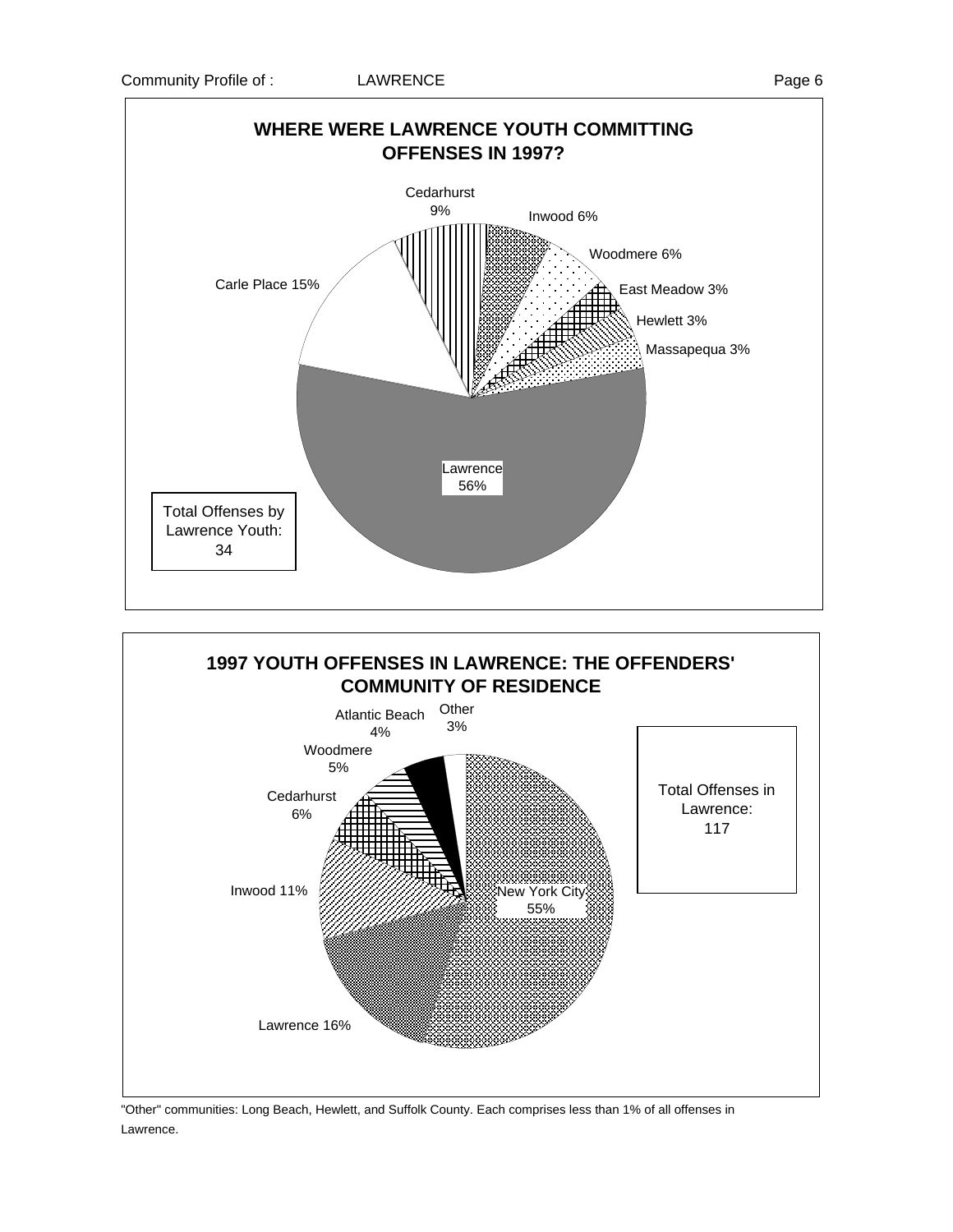## WHERE WERE LAWRENCE YOUTH COMMITTING OFFENSES IN 1997?

Cedarhurst 9%

Inwood 6%

Woodmere 6%

East Meadow 3%

Hewlett 3%

Massapequa 3%

Carle Place 15%

Lawrence 56%

Total Offenses by Lawrence Youth: 34

## 1997 YOUTH OFFENSES IN LAWRENCE: THE OFFENDERS' COMMUNITY OF RESIDENCE

Atlantic Beach 4%

Other 3%

Woodmere 5%

Cedarhurst 6%

Inwood 11%

New York City 55%

Lawrence 16%

Total Offenses in Lawrence: 117

"Other" communities: Long Beach, Hewlett, and Suffolk County. Each comprises less than 1% of all offenses in Lawrence.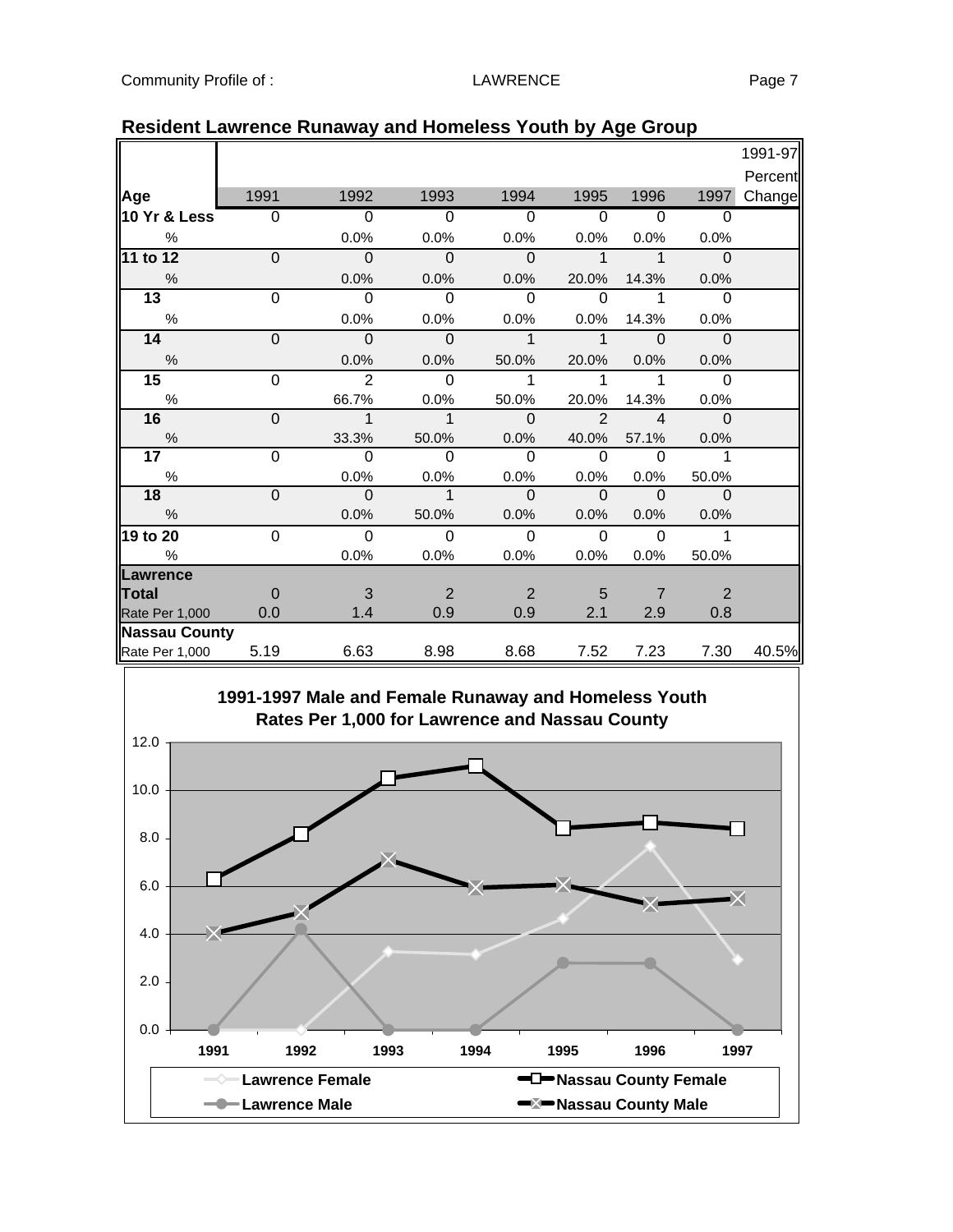## Resident Lawrence Runaway and Homeless Youth by Age Group

| Age | 1991 | 1992 | 1993 | 1994 | 1995 | 1996 | 1997 | 1991-97 Percent Change |
|---|---|---|---|---|---|---|---|---|
| **10 Yr & Less** | 0 | 0 | 0 | 0 | 0 | 0 | 0 | |
| % | | 0.0% | 0.0% | 0.0% | 0.0% | 0.0% | 0.0% | |
| **11 to 12** | 0 | 0 | 0 | 0 | 1 | 1 | 0 | |
| % | | 0.0% | 0.0% | 0.0% | 20.0% | 14.3% | 0.0% | |
| **13** | 0 | 0 | 0 | 0 | 0 | 1 | 0 | |
| % | | 0.0% | 0.0% | 0.0% | 0.0% | 14.3% | 0.0% | |
| **14** | 0 | 0 | 0 | 1 | 1 | 0 | 0 | |
| % | | 0.0% | 0.0% | 50.0% | 20.0% | 0.0% | 0.0% | |
| **15** | 0 | 2 | 0 | 1 | 1 | 1 | 0 | |
| % | | 66.7% | 0.0% | 50.0% | 20.0% | 14.3% | 0.0% | |
| **16** | 0 | 1 | 1 | 0 | 2 | 4 | 0 | |
| % | | 33.3% | 50.0% | 0.0% | 40.0% | 57.1% | 0.0% | |
| **17** | 0 | 0 | 0 | 0 | 0 | 0 | 1 | |
| % | | 0.0% | 0.0% | 0.0% | 0.0% | 0.0% | 50.0% | |
| **18** | 0 | 0 | 1 | 0 | 0 | 0 | 0 | |
| % | | 0.0% | 50.0% | 0.0% | 0.0% | 0.0% | 0.0% | |
| **19 to 20** | 0 | 0 | 0 | 0 | 0 | 0 | 1 | |
| % | | 0.0% | 0.0% | 0.0% | 0.0% | 0.0% | 50.0% | |
| **Lawrence Total** | 0 | 3 | 2 | 2 | 5 | 7 | 2 | |
| Rate Per 1,000 | 0.0 | 1.4 | 0.9 | 0.9 | 2.1 | 2.9 | 0.8 | |
| **Nassau County** | | | | | | | | |
| Rate Per 1,000 | 5.19 | 6.63 | 8.98 | 8.68 | 7.52 | 7.23 | 7.30 | 40.5% |

**1991-1997 Male and Female Runaway and Homeless Youth Rates Per 1,000 for Lawrence and Nassau County**

Legend: Lawrence Female, Lawrence Male, Nassau County Female, Nassau County Male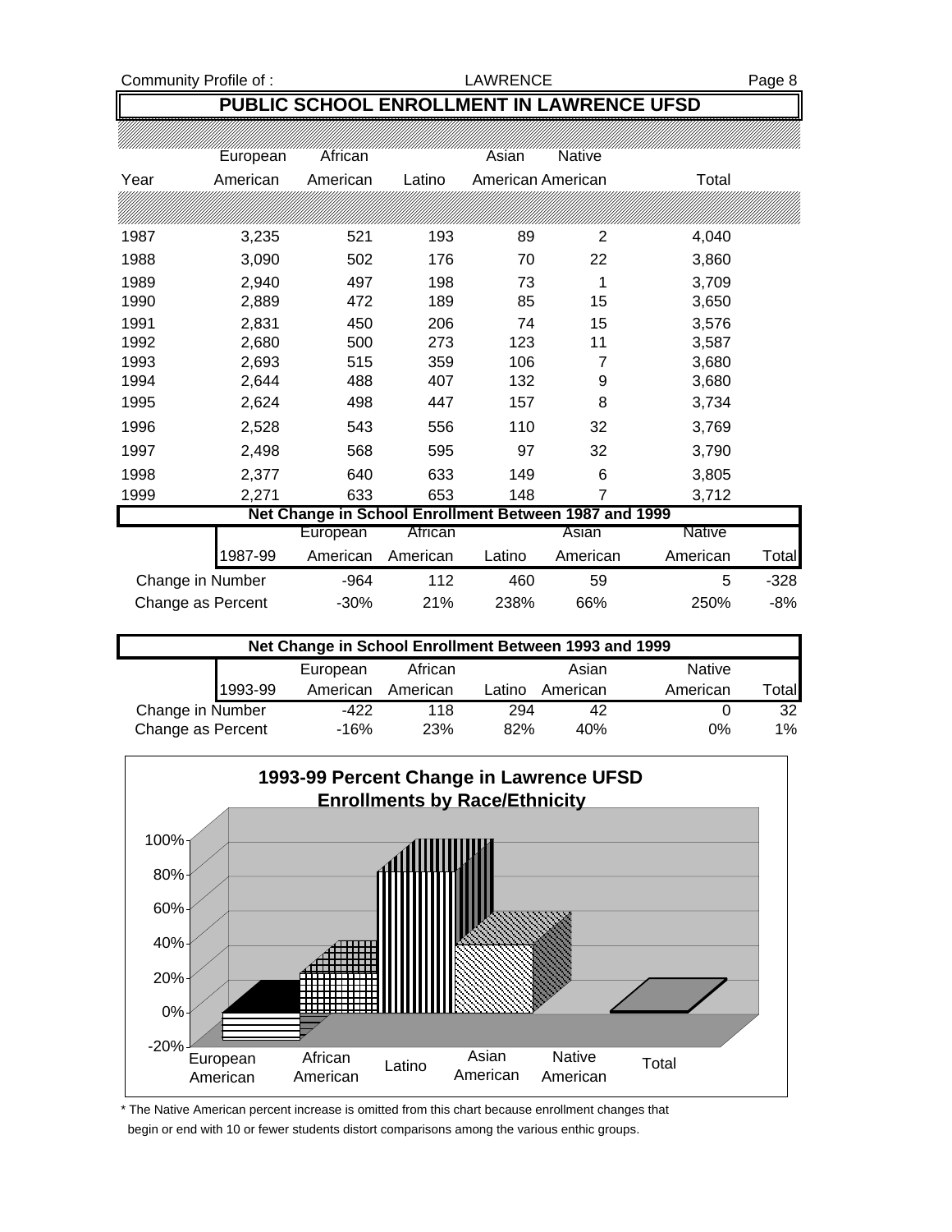## PUBLIC SCHOOL ENROLLMENT IN LAWRENCE UFSD

| Year | European American | African American | Latino | Asian American | Native American | Total |
|---|---|---|---|---|---|---|
| 1987 | 3,235 | 521 | 193 | 89 | 2 | 4,040 |
| 1988 | 3,090 | 502 | 176 | 70 | 22 | 3,860 |
| 1989 | 2,940 | 497 | 198 | 73 | 1 | 3,709 |
| 1990 | 2,889 | 472 | 189 | 85 | 15 | 3,650 |
| 1991 | 2,831 | 450 | 206 | 74 | 15 | 3,576 |
| 1992 | 2,680 | 500 | 273 | 123 | 11 | 3,587 |
| 1993 | 2,693 | 515 | 359 | 106 | 7 | 3,680 |
| 1994 | 2,644 | 488 | 407 | 132 | 9 | 3,680 |
| 1995 | 2,624 | 498 | 447 | 157 | 8 | 3,734 |
| 1996 | 2,528 | 543 | 556 | 110 | 32 | 3,769 |
| 1997 | 2,498 | 568 | 595 | 97 | 32 | 3,790 |
| 1998 | 2,377 | 640 | 633 | 149 | 6 | 3,805 |
| 1999 | 2,271 | 633 | 653 | 148 | 7 | 3,712 |

### Net Change in School Enrollment Between 1987 and 1999

| 1987-99 | European American | African American | Latino | Asian American | Native American | Total |
|---|---|---|---|---|---|---|
| Change in Number | -964 | 112 | 460 | 59 | 5 | -328 |
| Change as Percent | -30% | 21% | 238% | 66% | 250% | -8% |

### Net Change in School Enrollment Between 1993 and 1999

| 1993-99 | European American | African American | Latino | Asian American | Native American | Total |
|---|---|---|---|---|---|---|
| Change in Number | -422 | 118 | 294 | 42 | 0 | 32 |
| Change as Percent | -16% | 23% | 82% | 40% | 0% | 1% |

**1993-99 Percent Change in Lawrence UFSD Enrollments by Race/Ethnicity**

\* The Native American percent increase is omitted from this chart because enrollment changes that begin or end with 10 or fewer students distort comparisons among the various enthic groups.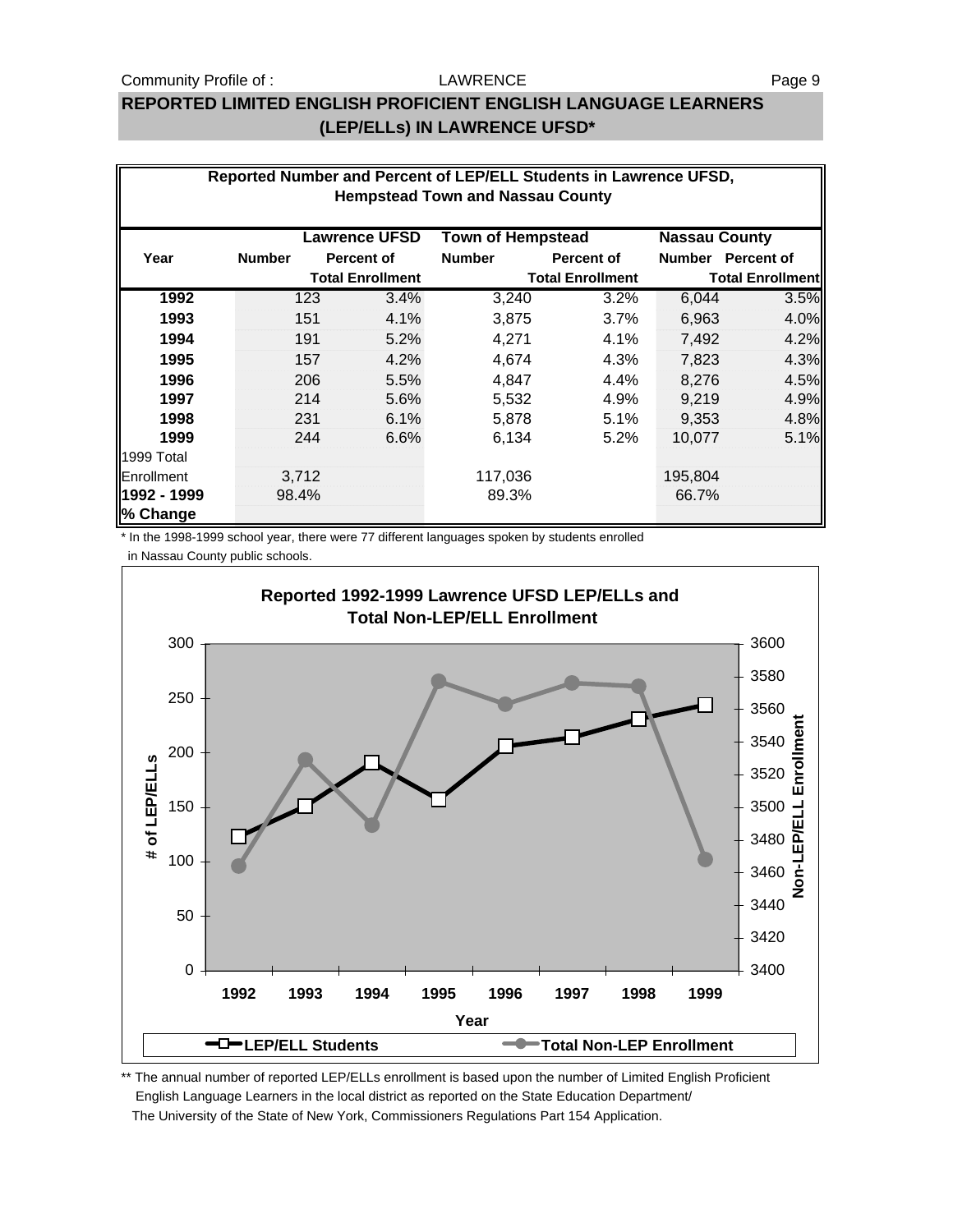## REPORTED LIMITED ENGLISH PROFICIENT ENGLISH LANGUAGE LEARNERS (LEP/ELLs) IN LAWRENCE UFSD*

**Reported Number and Percent of LEP/ELL Students in Lawrence UFSD, Hempstead Town and Nassau County**

| Year | Lawrence UFSD | | Town of Hempstead | | Nassau County | |
|---|---|---|---|---|---|---|
| | Number | Percent of Total Enrollment | Number | Percent of Total Enrollment | Number | Percent of Total Enrollment |
| **1992** | 123 | 3.4% | 3,240 | 3.2% | 6,044 | 3.5% |
| **1993** | 151 | 4.1% | 3,875 | 3.7% | 6,963 | 4.0% |
| **1994** | 191 | 5.2% | 4,271 | 4.1% | 7,492 | 4.2% |
| **1995** | 157 | 4.2% | 4,674 | 4.3% | 7,823 | 4.3% |
| **1996** | 206 | 5.5% | 4,847 | 4.4% | 8,276 | 4.5% |
| **1997** | 214 | 5.6% | 5,532 | 4.9% | 9,219 | 4.9% |
| **1998** | 231 | 6.1% | 5,878 | 5.1% | 9,353 | 4.8% |
| **1999** | 244 | 6.6% | 6,134 | 5.2% | 10,077 | 5.1% |
| 1999 Total Enrollment | 3,712 | | 117,036 | | 195,804 | |
| **1992 - 1999 % Change** | 98.4% | | 89.3% | | 66.7% | |

\* In the 1998-1999 school year, there were 77 different languages spoken by students enrolled in Nassau County public schools.

**Reported 1992-1999 Lawrence UFSD LEP/ELLs and Total Non-LEP/ELL Enrollment**

| Year | LEP/ELL Students | Total Non-LEP Enrollment |
|---|---|---|
| 1992 | 123 | |
| 1993 | 151 | |
| 1994 | 191 | |
| 1995 | 157 | |
| 1996 | 206 | |
| 1997 | 214 | |
| 1998 | 231 | |
| 1999 | 244 | |

** The annual number of reported LEP/ELLs enrollment is based upon the number of Limited English Proficient English Language Learners in the local district as reported on the State Education Department/ The University of the State of New York, Commissioners Regulations Part 154 Application.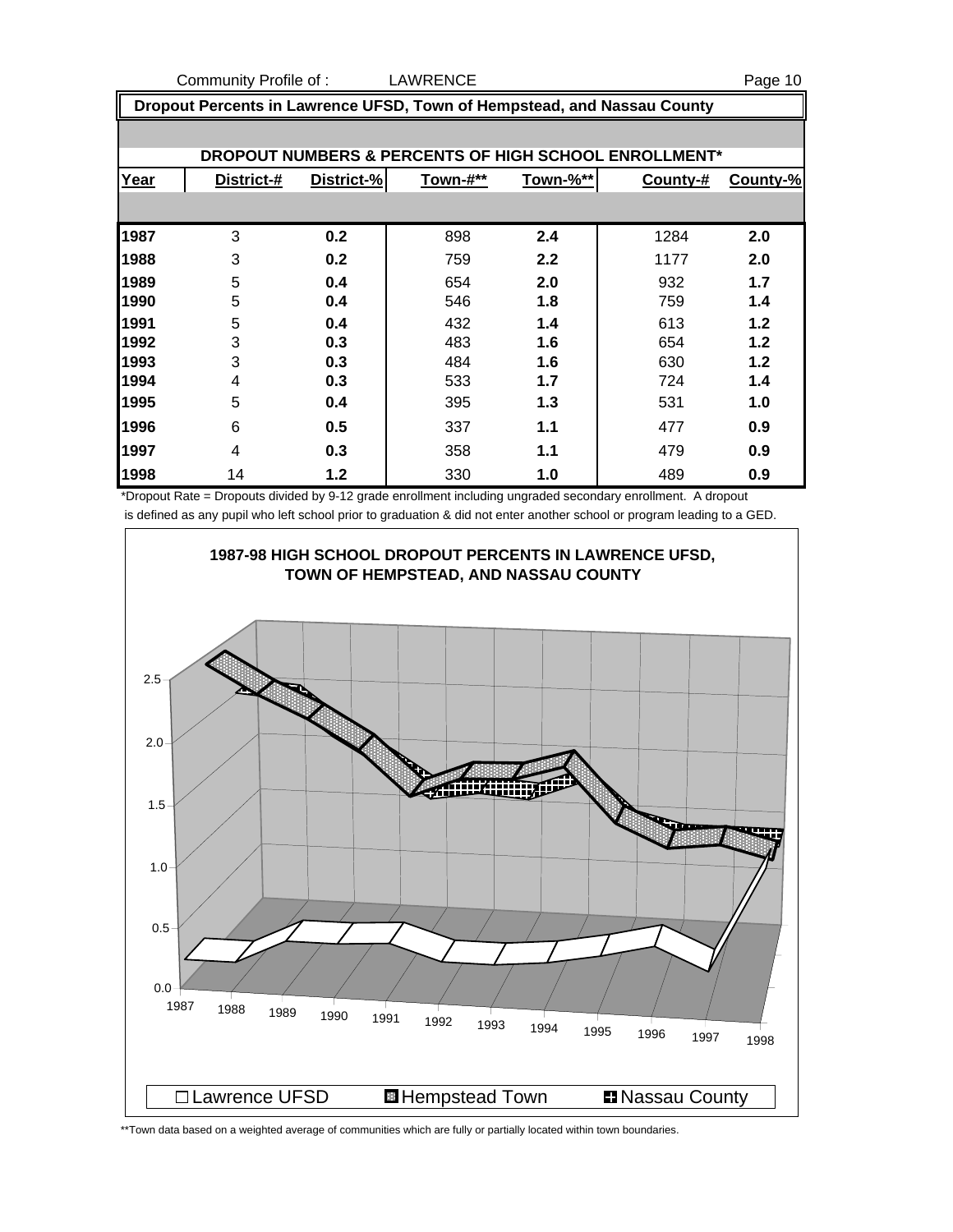Community Profile of : LAWRENCE

## Dropout Percents in Lawrence UFSD, Town of Hempstead, and Nassau County

**DROPOUT NUMBERS & PERCENTS OF HIGH SCHOOL ENROLLMENT***

| Year | District-# | District-% | Town-#** | Town-%** | County-# | County-% |
|---|---|---|---|---|---|---|
| 1987 | 3 | 0.2 | 898 | 2.4 | 1284 | 2.0 |
| 1988 | 3 | 0.2 | 759 | 2.2 | 1177 | 2.0 |
| 1989 | 5 | 0.4 | 654 | 2.0 | 932 | 1.7 |
| 1990 | 5 | 0.4 | 546 | 1.8 | 759 | 1.4 |
| 1991 | 5 | 0.4 | 432 | 1.4 | 613 | 1.2 |
| 1992 | 3 | 0.3 | 483 | 1.6 | 654 | 1.2 |
| 1993 | 3 | 0.3 | 484 | 1.6 | 630 | 1.2 |
| 1994 | 4 | 0.3 | 533 | 1.7 | 724 | 1.4 |
| 1995 | 5 | 0.4 | 395 | 1.3 | 531 | 1.0 |
| 1996 | 6 | 0.5 | 337 | 1.1 | 477 | 0.9 |
| 1997 | 4 | 0.3 | 358 | 1.1 | 479 | 0.9 |
| 1998 | 14 | 1.2 | 330 | 1.0 | 489 | 0.9 |

*Dropout Rate = Dropouts divided by 9-12 grade enrollment including ungraded secondary enrollment. A dropout is defined as any pupil who left school prior to graduation & did not enter another school or program leading to a GED.

**1987-98 HIGH SCHOOL DROPOUT PERCENTS IN LAWRENCE UFSD, TOWN OF HEMPSTEAD, AND NASSAU COUNTY**

Lawrence UFSD | Hempstead Town | Nassau County

**Town data based on a weighted average of communities which are fully or partially located within town boundaries.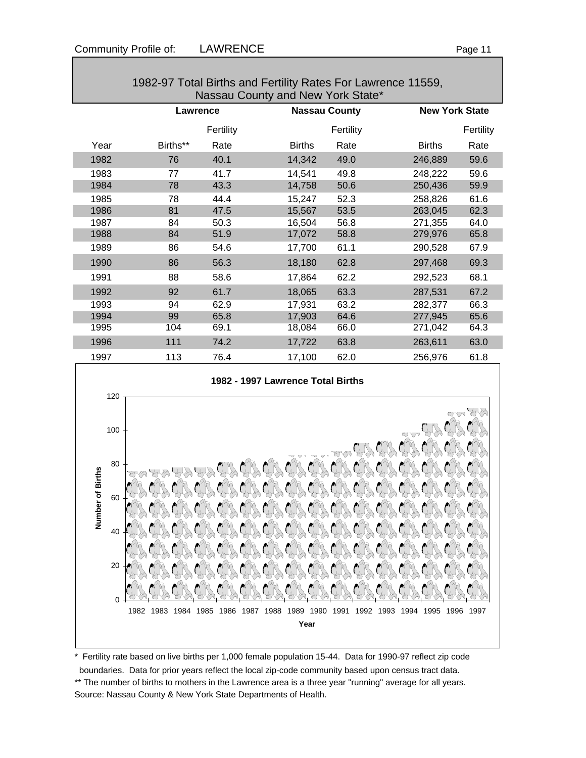Community Profile of: LAWRENCE

## 1982-97 Total Births and Fertility Rates For Lawrence 11559, Nassau County and New York State*

| | Lawrence | | Nassau County | | New York State | |
|---|---|---|---|---|---|---|
| Year | Births** | Fertility Rate | Births | Fertility Rate | Births | Fertility Rate |
| 1982 | 76 | 40.1 | 14,342 | 49.0 | 246,889 | 59.6 |
| 1983 | 77 | 41.7 | 14,541 | 49.8 | 248,222 | 59.6 |
| 1984 | 78 | 43.3 | 14,758 | 50.6 | 250,436 | 59.9 |
| 1985 | 78 | 44.4 | 15,247 | 52.3 | 258,826 | 61.6 |
| 1986 | 81 | 47.5 | 15,567 | 53.5 | 263,045 | 62.3 |
| 1987 | 84 | 50.3 | 16,504 | 56.8 | 271,355 | 64.0 |
| 1988 | 84 | 51.9 | 17,072 | 58.8 | 279,976 | 65.8 |
| 1989 | 86 | 54.6 | 17,700 | 61.1 | 290,528 | 67.9 |
| 1990 | 86 | 56.3 | 18,180 | 62.8 | 297,468 | 69.3 |
| 1991 | 88 | 58.6 | 17,864 | 62.2 | 292,523 | 68.1 |
| 1992 | 92 | 61.7 | 18,065 | 63.3 | 287,531 | 67.2 |
| 1993 | 94 | 62.9 | 17,931 | 63.2 | 282,377 | 66.3 |
| 1994 | 99 | 65.8 | 17,903 | 64.6 | 277,945 | 65.6 |
| 1995 | 104 | 69.1 | 18,084 | 66.0 | 271,042 | 64.3 |
| 1996 | 111 | 74.2 | 17,722 | 63.8 | 263,611 | 63.0 |
| 1997 | 113 | 76.4 | 17,100 | 62.0 | 256,976 | 61.8 |

**1982 - 1997 Lawrence Total Births**

\* Fertility rate based on live births per 1,000 female population 15-44. Data for 1990-97 reflect zip code boundaries. Data for prior years reflect the local zip-code community based upon census tract data.

\*\* The number of births to mothers in the Lawrence area is a three year "running" average for all years.

Source: Nassau County & New York State Departments of Health.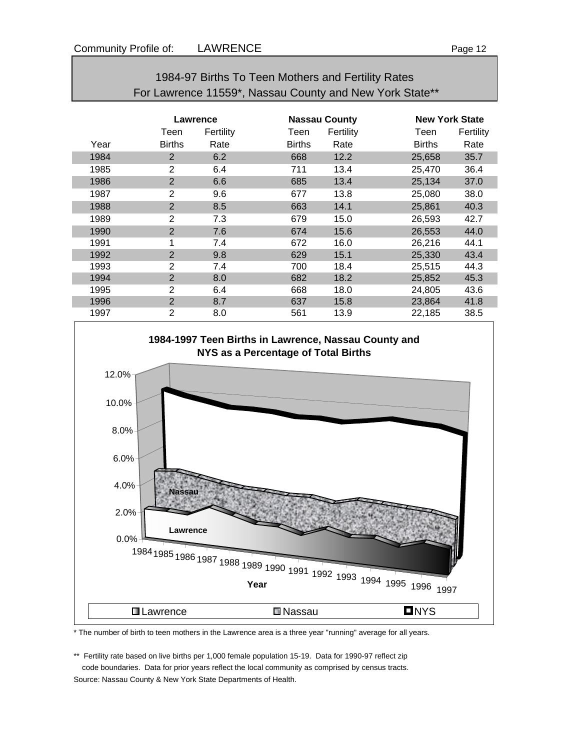## 1984-97 Births To Teen Mothers and Fertility Rates For Lawrence 11559*, Nassau County and New York State**

| | Lawrence | | Nassau County | | New York State | |
|---|---|---|---|---|---|---|
| Year | Teen Births | Fertility Rate | Teen Births | Fertility Rate | Teen Births | Fertility Rate |
| 1984 | 2 | 6.2 | 668 | 12.2 | 25,658 | 35.7 |
| 1985 | 2 | 6.4 | 711 | 13.4 | 25,470 | 36.4 |
| 1986 | 2 | 6.6 | 685 | 13.4 | 25,134 | 37.0 |
| 1987 | 2 | 9.6 | 677 | 13.8 | 25,080 | 38.0 |
| 1988 | 2 | 8.5 | 663 | 14.1 | 25,861 | 40.3 |
| 1989 | 2 | 7.3 | 679 | 15.0 | 26,593 | 42.7 |
| 1990 | 2 | 7.6 | 674 | 15.6 | 26,553 | 44.0 |
| 1991 | 1 | 7.4 | 672 | 16.0 | 26,216 | 44.1 |
| 1992 | 2 | 9.8 | 629 | 15.1 | 25,330 | 43.4 |
| 1993 | 2 | 7.4 | 700 | 18.4 | 25,515 | 44.3 |
| 1994 | 2 | 8.0 | 682 | 18.2 | 25,852 | 45.3 |
| 1995 | 2 | 6.4 | 668 | 18.0 | 24,805 | 43.6 |
| 1996 | 2 | 8.7 | 637 | 15.8 | 23,864 | 41.8 |
| 1997 | 2 | 8.0 | 561 | 13.9 | 22,185 | 38.5 |

**1984-1997 Teen Births in Lawrence, Nassau County and NYS as a Percentage of Total Births**

\* The number of birth to teen mothers in the Lawrence area is a three year "running" average for all years.

\*\* Fertility rate based on live births per 1,000 female population 15-19. Data for 1990-97 reflect zip code boundaries. Data for prior years reflect the local community as comprised by census tracts.

Source: Nassau County & New York State Departments of Health.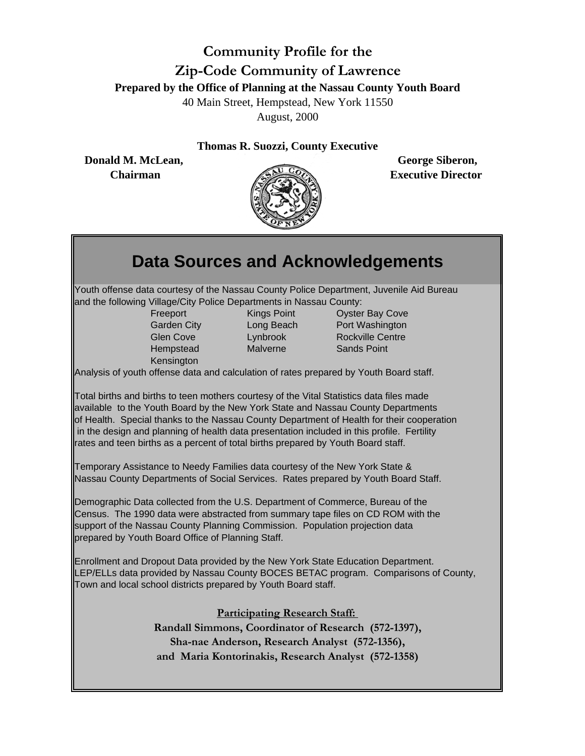# Community Profile for the
# Zip-Code Community of Lawrence

**Prepared by the Office of Planning at the Nassau County Youth Board**

40 Main Street, Hempstead, New York 11550

August, 2000

**Thomas R. Suozzi, County Executive**

**Donald M. McLean, Chairman**

**George Siberon, Executive Director**

## Data Sources and Acknowledgements

Youth offense data courtesy of the Nassau County Police Department, Juvenile Aid Bureau and the following Village/City Police Departments in Nassau County:

| | | |
|---|---|---|
| Freeport | Kings Point | Oyster Bay Cove |
| Garden City | Long Beach | Port Washington |
| Glen Cove | Lynbrook | Rockville Centre |
| Hempstead | Malverne | Sands Point |
| Kensington | | |

Analysis of youth offense data and calculation of rates prepared by Youth Board staff.

Total births and births to teen mothers courtesy of the Vital Statistics data files made available to the Youth Board by the New York State and Nassau County Departments of Health. Special thanks to the Nassau County Department of Health for their cooperation in the design and planning of health data presentation included in this profile. Fertility rates and teen births as a percent of total births prepared by Youth Board staff.

Temporary Assistance to Needy Families data courtesy of the New York State & Nassau County Departments of Social Services. Rates prepared by Youth Board Staff.

Demographic Data collected from the U.S. Department of Commerce, Bureau of the Census. The 1990 data were abstracted from summary tape files on CD ROM with the support of the Nassau County Planning Commission. Population projection data prepared by Youth Board Office of Planning Staff.

Enrollment and Dropout Data provided by the New York State Education Department. LEP/ELLs data provided by Nassau County BOCES BETAC program. Comparisons of County, Town and local school districts prepared by Youth Board staff.

**Participating Research Staff:**

**Randall Simmons, Coordinator of Research (572-1397),**
**Sha-nae Anderson, Research Analyst (572-1356),**
**and Maria Kontorinakis, Research Analyst (572-1358)**